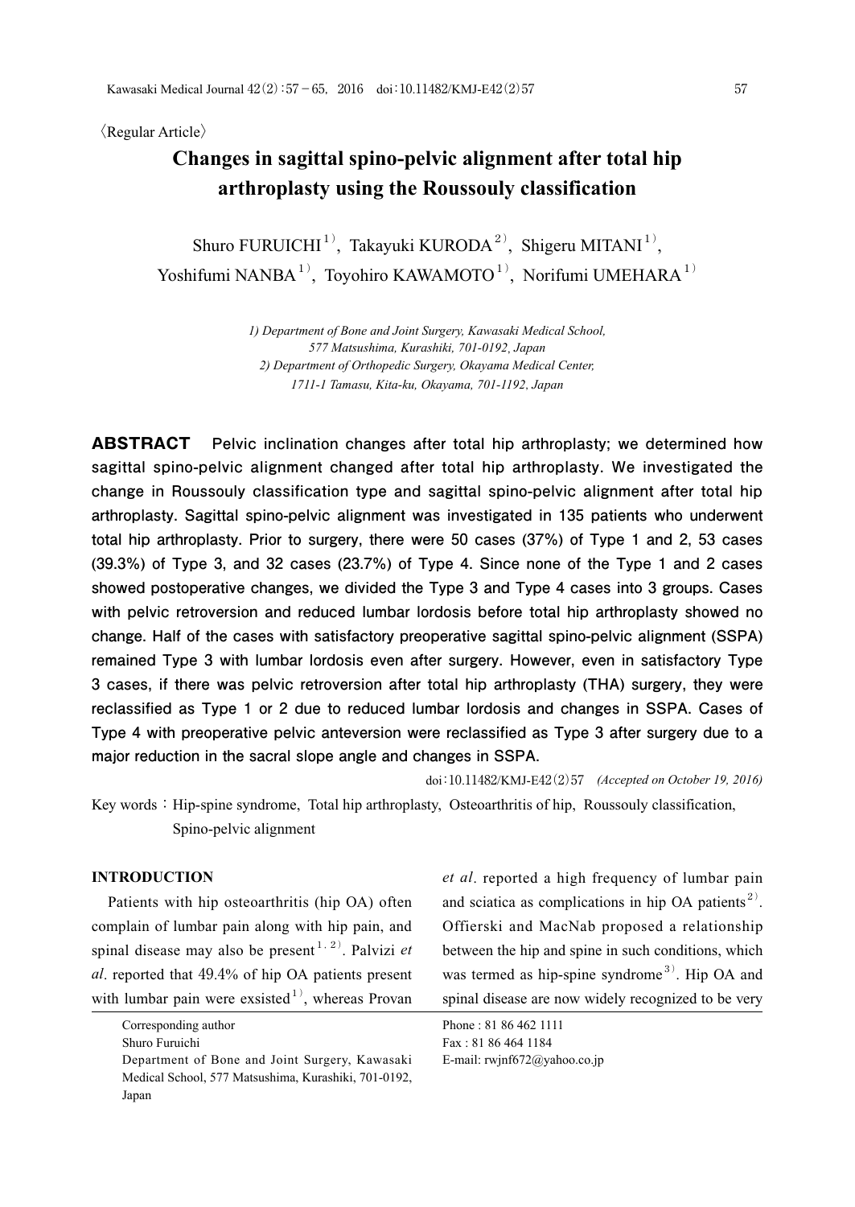〈Regular Article〉

# Changes in sagittal spino-pelvic alignment after total hip arthroplasty using the Roussouly classification

Shuro FURUICHI[1), Takayuki KURODA[2), Shigeru MITANI[1), Yoshifumi NANBA[1), Toyohiro KAWAMOTO[1), Norifumi UMEHARA[1)

*1) Department of Bone and Joint Surgery, Kawasaki Medical School, 577 Matsushima, Kurashiki, 701-0192, Japan*
*2) Department of Orthopedic Surgery, Okayama Medical Center, 1711-1 Tamasu, Kita-ku, Okayama, 701-1192, Japan*

**ABSTRACT Pelvic inclination changes after total hip arthroplasty; we determined how sagittal spino-pelvic alignment changed after total hip arthroplasty. We investigated the change in Roussouly classification type and sagittal spino-pelvic alignment after total hip arthroplasty. Sagittal spino-pelvic alignment was investigated in 135 patients who underwent total hip arthroplasty. Prior to surgery, there were 50 cases (37%) of Type 1 and 2, 53 cases (39.3%) of Type 3, and 32 cases (23.7%) of Type 4. Since none of the Type 1 and 2 cases showed postoperative changes, we divided the Type 3 and Type 4 cases into 3 groups. Cases with pelvic retroversion and reduced lumbar lordosis before total hip arthroplasty showed no change. Half of the cases with satisfactory preoperative sagittal spino-pelvic alignment (SSPA) remained Type 3 with lumbar lordosis even after surgery. However, even in satisfactory Type 3 cases, if there was pelvic retroversion after total hip arthroplasty (THA) surgery, they were reclassified as Type 1 or 2 due to reduced lumbar lordosis and changes in SSPA. Cases of Type 4 with preoperative pelvic anteversion were reclassified as Type 3 after surgery due to a major reduction in the sacral slope angle and changes in SSPA.**

doi：10.11482/KMJ-E42(2)57 *(Accepted on October 19, 2016)*

Key words：Hip-spine syndrome, Total hip arthroplasty, Osteoarthritis of hip, Roussouly classification, Spino-pelvic alignment

## INTRODUCTION

Patients with hip osteoarthritis (hip OA) often complain of lumbar pain along with hip pain, and spinal disease may also be present[1, 2]. Palvizi *et al*. reported that 49.4% of hip OA patients present with lumbar pain were exsisted[1], whereas Provan *et al*. reported a high frequency of lumbar pain and sciatica as complications in hip OA patients[2]. Offierski and MacNab proposed a relationship between the hip and spine in such conditions, which was termed as hip-spine syndrome[3]. Hip OA and spinal disease are now widely recognized to be very

Corresponding author
Shuro Furuichi
Department of Bone and Joint Surgery, Kawasaki Medical School, 577 Matsushima, Kurashiki, 701-0192, Japan

Phone : 81 86 462 1111
Fax : 81 86 464 1184
E-mail: rwjnf672@yahoo.co.jp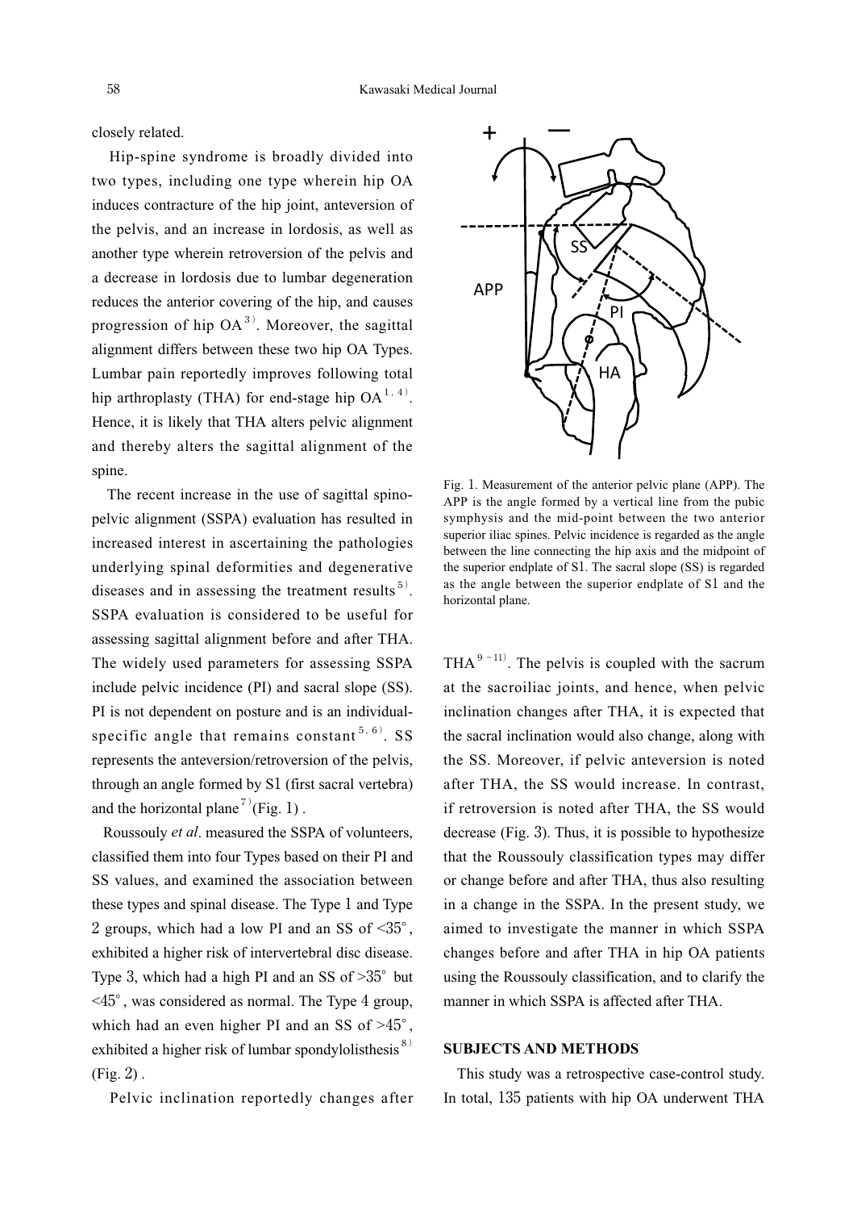closely related.

Hip-spine syndrome is broadly divided into two types, including one type wherein hip OA induces contracture of the hip joint, anteversion of the pelvis, and an increase in lordosis, as well as another type wherein retroversion of the pelvis and a decrease in lordosis due to lumbar degeneration reduces the anterior covering of the hip, and causes progression of hip OA[3]. Moreover, the sagittal alignment differs between these two hip OA Types. Lumbar pain reportedly improves following total hip arthroplasty (THA) for end-stage hip OA[1, 4]. Hence, it is likely that THA alters pelvic alignment and thereby alters the sagittal alignment of the spine.

The recent increase in the use of sagittal spinopelvic alignment (SSPA) evaluation has resulted in increased interest in ascertaining the pathologies underlying spinal deformities and degenerative diseases and in assessing the treatment results[5]. SSPA evaluation is considered to be useful for assessing sagittal alignment before and after THA. The widely used parameters for assessing SSPA include pelvic incidence (PI) and sacral slope (SS). PI is not dependent on posture and is an individual-specific angle that remains constant[5, 6]. SS represents the anteversion/retroversion of the pelvis, through an angle formed by S1 (first sacral vertebra) and the horizontal plane[7] (Fig. 1).

Roussouly *et al*. measured the SSPA of volunteers, classified them into four Types based on their PI and SS values, and examined the association between these types and spinal disease. The Type 1 and Type 2 groups, which had a low PI and an SS of <35°, exhibited a higher risk of intervertebral disc disease. Type 3, which had a high PI and an SS of >35° but <45°, was considered as normal. The Type 4 group, which had an even higher PI and an SS of >45°, exhibited a higher risk of lumbar spondylolisthesis[8] (Fig. 2).

Pelvic inclination reportedly changes after THA[9－11]. The pelvis is coupled with the sacrum at the sacroiliac joints, and hence, when pelvic inclination changes after THA, it is expected that the sacral inclination would also change, along with the SS. Moreover, if pelvic anteversion is noted after THA, the SS would increase. In contrast, if retroversion is noted after THA, the SS would decrease (Fig. 3). Thus, it is possible to hypothesize that the Roussouly classification types may differ or change before and after THA, thus also resulting in a change in the SSPA. In the present study, we aimed to investigate the manner in which SSPA changes before and after THA in hip OA patients using the Roussouly classification, and to clarify the manner in which SSPA is affected after THA.

Fig. 1. Measurement of the anterior pelvic plane (APP). The APP is the angle formed by a vertical line from the pubic symphysis and the mid-point between the two anterior superior iliac spines. Pelvic incidence is regarded as the angle between the line connecting the hip axis and the midpoint of the superior endplate of S1. The sacral slope (SS) is regarded as the angle between the superior endplate of S1 and the horizontal plane.

## SUBJECTS AND METHODS

This study was a retrospective case-control study. In total, 135 patients with hip OA underwent THA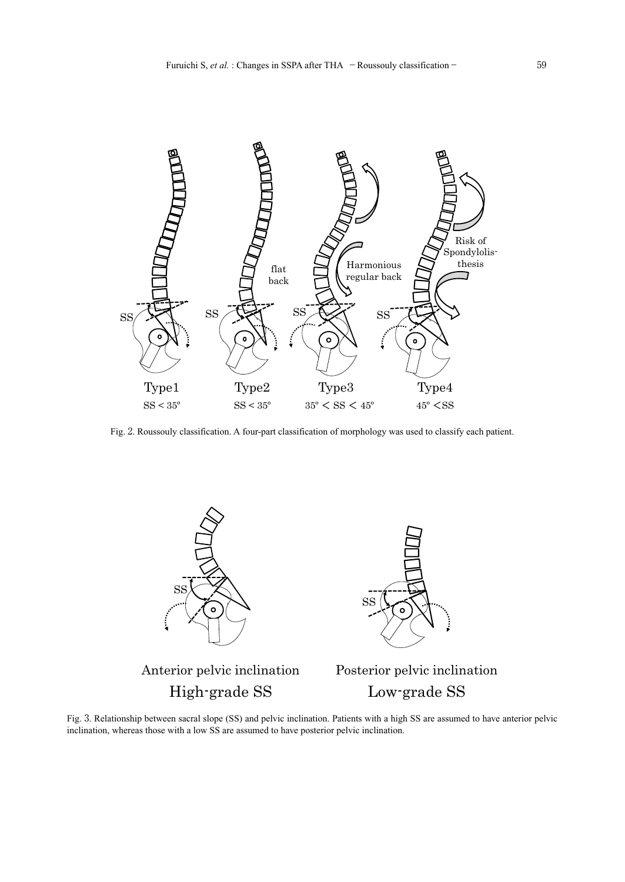Fig. 2. Roussouly classification. A four-part classification of morphology was used to classify each patient.

Fig. 3. Relationship between sacral slope (SS) and pelvic inclination. Patients with a high SS are assumed to have anterior pelvic inclination, whereas those with a low SS are assumed to have posterior pelvic inclination.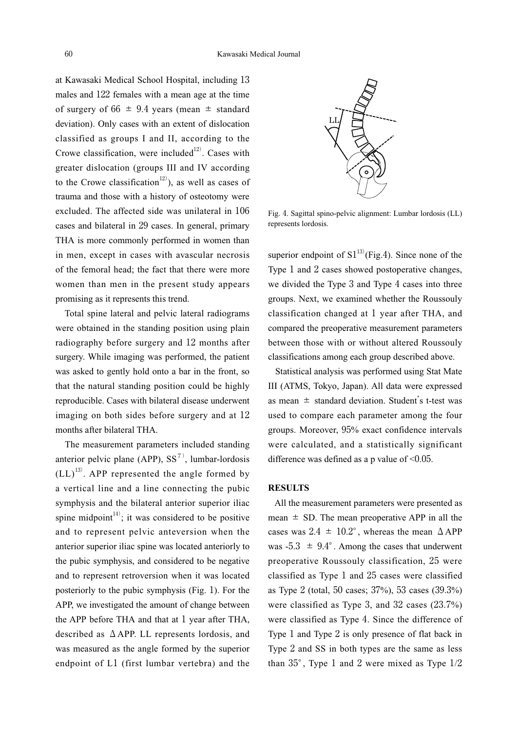at Kawasaki Medical School Hospital, including 13 males and 122 females with a mean age at the time of surgery of 66 ± 9.4 years (mean ± standard deviation). Only cases with an extent of dislocation classified as groups I and II, according to the Crowe classification, were included[12]. Cases with greater dislocation (groups III and IV according to the Crowe classification[12]), as well as cases of trauma and those with a history of osteotomy were excluded. The affected side was unilateral in 106 cases and bilateral in 29 cases. In general, primary THA is more commonly performed in women than in men, except in cases with avascular necrosis of the femoral head; the fact that there were more women than men in the present study appears promising as it represents this trend.

Total spine lateral and pelvic lateral radiograms were obtained in the standing position using plain radiography before surgery and 12 months after surgery. While imaging was performed, the patient was asked to gently hold onto a bar in the front, so that the natural standing position could be highly reproducible. Cases with bilateral disease underwent imaging on both sides before surgery and at 12 months after bilateral THA.

The measurement parameters included standing anterior pelvic plane (APP), SS[7], lumbar-lordosis (LL)[13]. APP represented the angle formed by a vertical line and a line connecting the pubic symphysis and the bilateral anterior superior iliac spine midpoint[14]; it was considered to be positive and to represent pelvic anteversion when the anterior superior iliac spine was located anteriorly to the pubic symphysis, and considered to be negative and to represent retroversion when it was located posteriorly to the pubic symphysis (Fig. 1). For the APP, we investigated the amount of change between the APP before THA and that at 1 year after THA, described as ΔAPP. LL represents lordosis, and was measured as the angle formed by the superior endpoint of L1 (first lumbar vertebra) and the superior endpoint of S1[13] (Fig.4). Since none of the Type 1 and 2 cases showed postoperative changes, we divided the Type 3 and Type 4 cases into three groups. Next, we examined whether the Roussouly classification changed at 1 year after THA, and compared the preoperative measurement parameters between those with or without altered Roussouly classifications among each group described above.

Fig. 4. Sagittal spino-pelvic alignment: Lumbar lordosis (LL) represents lordosis.

Statistical analysis was performed using Stat Mate III (ATMS, Tokyo, Japan). All data were expressed as mean ± standard deviation. Student's t-test was used to compare each parameter among the four groups. Moreover, 95% exact confidence intervals were calculated, and a statistically significant difference was defined as a p value of <0.05.

## RESULTS

All the measurement parameters were presented as mean ± SD. The mean preoperative APP in all the cases was 2.4 ± 10.2°, whereas the mean ΔAPP was -5.3 ± 9.4°. Among the cases that underwent preoperative Roussouly classification, 25 were classified as Type 1 and 25 cases were classified as Type 2 (total, 50 cases; 37%), 53 cases (39.3%) were classified as Type 3, and 32 cases (23.7%) were classified as Type 4. Since the difference of Type 1 and Type 2 is only presence of flat back in Type 2 and SS in both types are the same as less than 35°, Type 1 and 2 were mixed as Type 1/2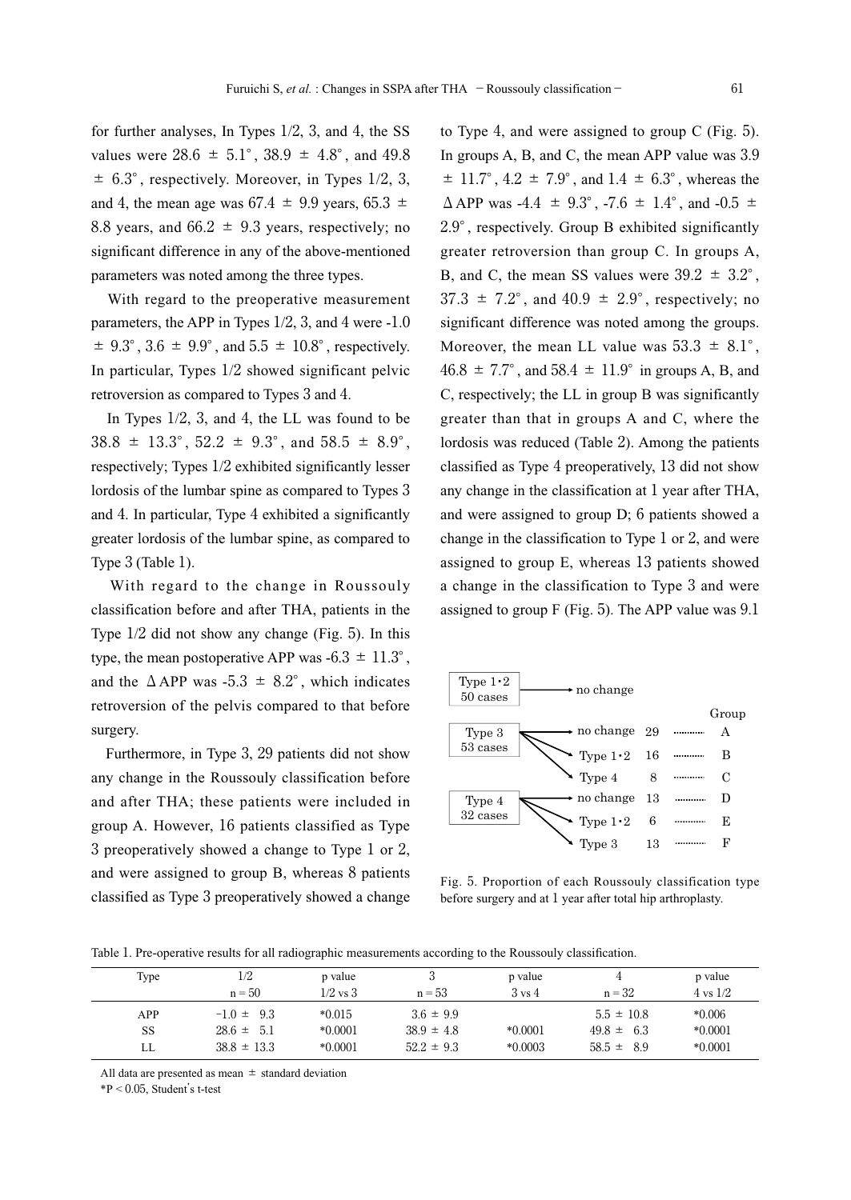for further analyses, In Types 1/2, 3, and 4, the SS values were 28.6 ± 5.1°, 38.9 ± 4.8°, and 49.8 ± 6.3°, respectively. Moreover, in Types 1/2, 3, and 4, the mean age was 67.4 ± 9.9 years, 65.3 ± 8.8 years, and 66.2 ± 9.3 years, respectively; no significant difference in any of the above-mentioned parameters was noted among the three types.

With regard to the preoperative measurement parameters, the APP in Types 1/2, 3, and 4 were -1.0 ± 9.3°, 3.6 ± 9.9°, and 5.5 ± 10.8°, respectively. In particular, Types 1/2 showed significant pelvic retroversion as compared to Types 3 and 4.

In Types 1/2, 3, and 4, the LL was found to be 38.8 ± 13.3°, 52.2 ± 9.3°, and 58.5 ± 8.9°, respectively; Types 1/2 exhibited significantly lesser lordosis of the lumbar spine as compared to Types 3 and 4. In particular, Type 4 exhibited a significantly greater lordosis of the lumbar spine, as compared to Type 3 (Table 1).

With regard to the change in Roussouly classification before and after THA, patients in the Type 1/2 did not show any change (Fig. 5). In this type, the mean postoperative APP was -6.3 ± 11.3°, and the ΔAPP was -5.3 ± 8.2°, which indicates retroversion of the pelvis compared to that before surgery.

Furthermore, in Type 3, 29 patients did not show any change in the Roussouly classification before and after THA; these patients were included in group A. However, 16 patients classified as Type 3 preoperatively showed a change to Type 1 or 2, and were assigned to group B, whereas 8 patients classified as Type 3 preoperatively showed a change to Type 4, and were assigned to group C (Fig. 5). In groups A, B, and C, the mean APP value was 3.9 ± 11.7°, 4.2 ± 7.9°, and 1.4 ± 6.3°, whereas the ΔAPP was -4.4 ± 9.3°, -7.6 ± 1.4°, and -0.5 ± 2.9°, respectively. Group B exhibited significantly greater retroversion than group C. In groups A, B, and C, the mean SS values were 39.2 ± 3.2°, 37.3 ± 7.2°, and 40.9 ± 2.9°, respectively; no significant difference was noted among the groups. Moreover, the mean LL value was 53.3 ± 8.1°, 46.8 ± 7.7°, and 58.4 ± 11.9° in groups A, B, and C, respectively; the LL in group B was significantly greater than that in groups A and C, where the lordosis was reduced (Table 2). Among the patients classified as Type 4 preoperatively, 13 did not show any change in the classification at 1 year after THA, and were assigned to group D; 6 patients showed a change in the classification to Type 1 or 2, and were assigned to group E, whereas 13 patients showed a change in the classification to Type 3 and were assigned to group F (Fig. 5). The APP value was 9.1

| Preoperative | After THA | n | Group |
|---|---|---|---|
| Type 1・2 (50 cases) | no change | | |
| Type 3 (53 cases) | no change | 29 | A |
| | Type 1・2 | 16 | B |
| | Type 4 | 8 | C |
| Type 4 (32 cases) | no change | 13 | D |
| | Type 1・2 | 6 | E |
| | Type 3 | 13 | F |

Fig. 5. Proportion of each Roussouly classification type before surgery and at 1 year after total hip arthroplasty.

Table 1. Pre-operative results for all radiographic measurements according to the Roussouly classification.

| Type | 1/2 | p value | 3 | p value | 4 | p value |
|---|---|---|---|---|---|---|
| | n = 50 | 1/2 vs 3 | n = 53 | 3 vs 4 | n = 32 | 4 vs 1/2 |
| APP | −1.0 ± 9.3 | *0.015 | 3.6 ± 9.9 | | 5.5 ± 10.8 | *0.006 |
| SS | 28.6 ± 5.1 | *0.0001 | 38.9 ± 4.8 | *0.0001 | 49.8 ± 6.3 | *0.0001 |
| LL | 38.8 ± 13.3 | *0.0001 | 52.2 ± 9.3 | *0.0003 | 58.5 ± 8.9 | *0.0001 |

All data are presented as mean ± standard deviation

*$P < 0.05$, Student's t-test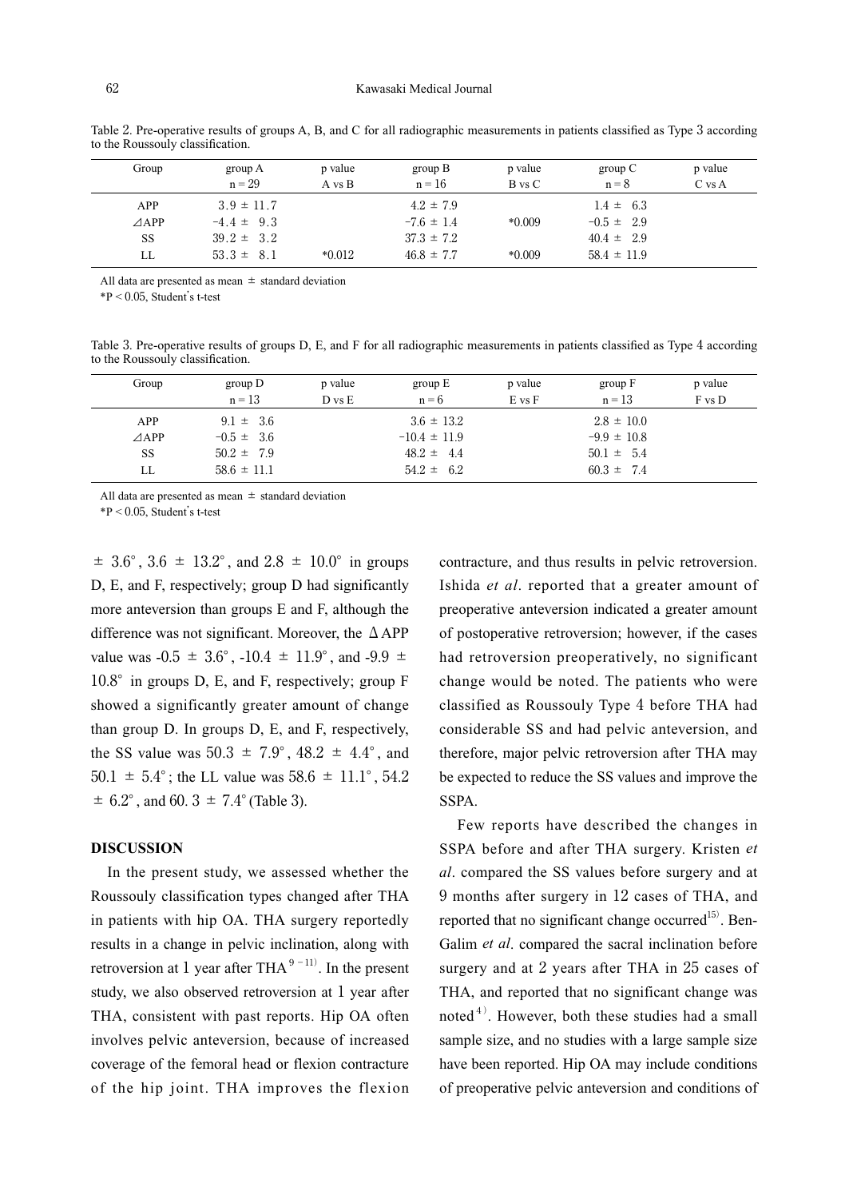Table 2. Pre-operative results of groups A, B, and C for all radiographic measurements in patients classified as Type 3 according to the Roussouly classification.

| Group | group A<br>n = 29 | p value<br>A vs B | group B<br>n = 16 | p value<br>B vs C | group C<br>n = 8 | p value<br>C vs A |
|---|---|---|---|---|---|---|
| APP | 3.9 ± 11.7 | | 4.2 ± 7.9 | | 1.4 ± 6.3 | |
| ⊿APP | −4.4 ± 9.3 | | −7.6 ± 1.4 | *0.009 | −0.5 ± 2.9 | |
| SS | 39.2 ± 3.2 | | 37.3 ± 7.2 | | 40.4 ± 2.9 | |
| LL | 53.3 ± 8.1 | *0.012 | 46.8 ± 7.7 | *0.009 | 58.4 ± 11.9 | |

All data are presented as mean ± standard deviation

*P < 0.05, Student's t-test

Table 3. Pre-operative results of groups D, E, and F for all radiographic measurements in patients classified as Type 4 according to the Roussouly classification.

| Group | group D<br>n = 13 | p value<br>D vs E | group E<br>n = 6 | p value<br>E vs F | group F<br>n = 13 | p value<br>F vs D |
|---|---|---|---|---|---|---|
| APP | 9.1 ± 3.6 | | 3.6 ± 13.2 | | 2.8 ± 10.0 | |
| ⊿APP | −0.5 ± 3.6 | | −10.4 ± 11.9 | | −9.9 ± 10.8 | |
| SS | 50.2 ± 7.9 | | 48.2 ± 4.4 | | 50.1 ± 5.4 | |
| LL | 58.6 ± 11.1 | | 54.2 ± 6.2 | | 60.3 ± 7.4 | |

All data are presented as mean ± standard deviation

*P < 0.05, Student's t-test

± 3.6°, 3.6 ± 13.2°, and 2.8 ± 10.0° in groups D, E, and F, respectively; group D had significantly more anteversion than groups E and F, although the difference was not significant. Moreover, the ΔAPP value was -0.5 ± 3.6°, -10.4 ± 11.9°, and -9.9 ± 10.8° in groups D, E, and F, respectively; group F showed a significantly greater amount of change than group D. In groups D, E, and F, respectively, the SS value was 50.3 ± 7.9°, 48.2 ± 4.4°, and 50.1 ± 5.4°; the LL value was 58.6 ± 11.1°, 54.2 ± 6.2°, and 60.3 ± 7.4° (Table 3).

## DISCUSSION

In the present study, we assessed whether the Roussouly classification types changed after THA in patients with hip OA. THA surgery reportedly results in a change in pelvic inclination, along with retroversion at 1 year after THA[9-11]. In the present study, we also observed retroversion at 1 year after THA, consistent with past reports. Hip OA often involves pelvic anteversion, because of increased coverage of the femoral head or flexion contracture of the hip joint. THA improves the flexion contracture, and thus results in pelvic retroversion. Ishida *et al*. reported that a greater amount of preoperative anteversion indicated a greater amount of postoperative retroversion; however, if the cases had retroversion preoperatively, no significant change would be noted. The patients who were classified as Roussouly Type 4 before THA had considerable SS and had pelvic anteversion, and therefore, major pelvic retroversion after THA may be expected to reduce the SS values and improve the SSPA.

Few reports have described the changes in SSPA before and after THA surgery. Kristen *et al*. compared the SS values before surgery and at 9 months after surgery in 12 cases of THA, and reported that no significant change occurred[15]. Ben-Galim *et al*. compared the sacral inclination before surgery and at 2 years after THA in 25 cases of THA, and reported that no significant change was noted[4]. However, both these studies had a small sample size, and no studies with a large sample size have been reported. Hip OA may include conditions of preoperative pelvic anteversion and conditions of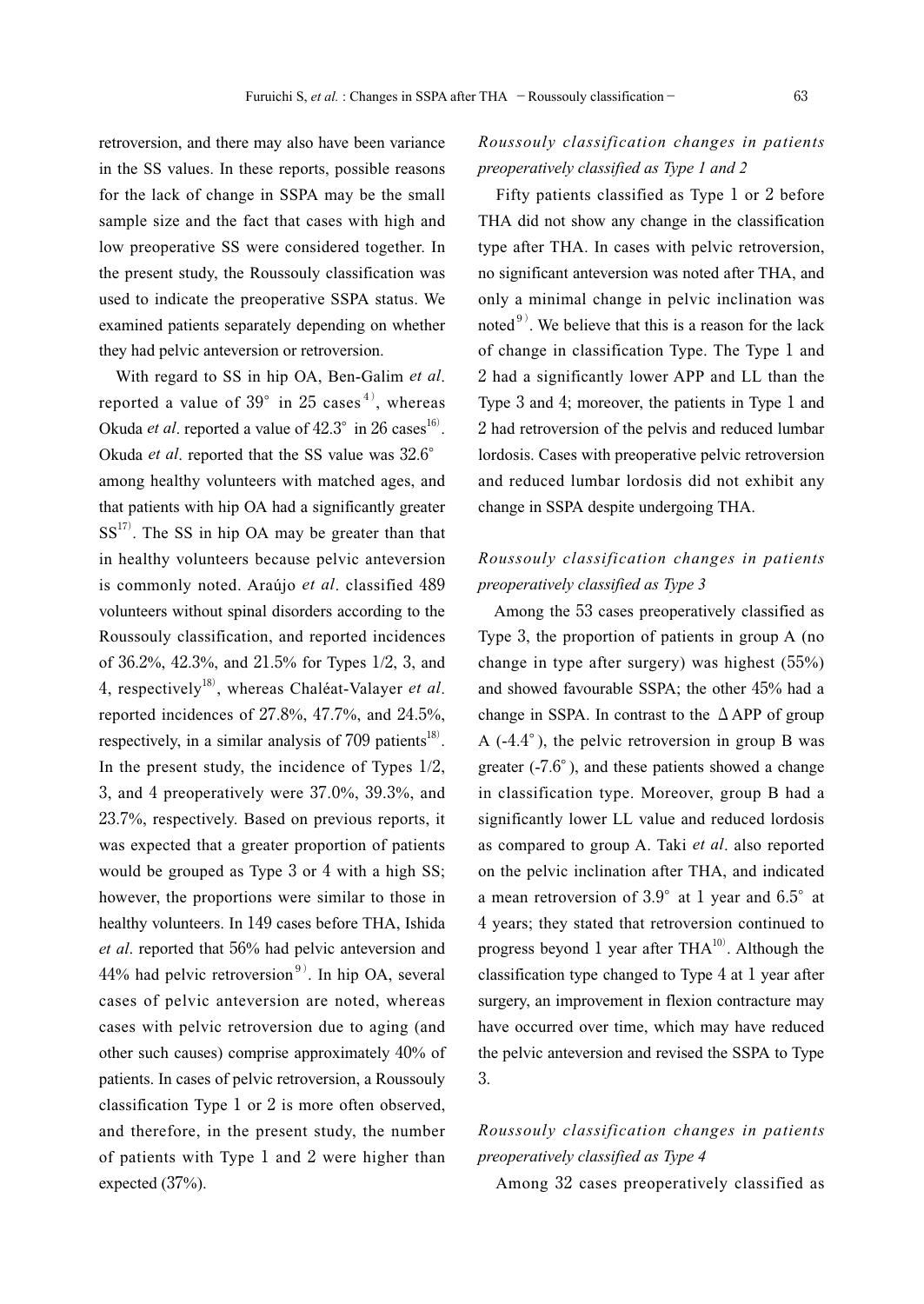retroversion, and there may also have been variance in the SS values. In these reports, possible reasons for the lack of change in SSPA may be the small sample size and the fact that cases with high and low preoperative SS were considered together. In the present study, the Roussouly classification was used to indicate the preoperative SSPA status. We examined patients separately depending on whether they had pelvic anteversion or retroversion.

With regard to SS in hip OA, Ben-Galim *et al*. reported a value of 39° in 25 cases[4], whereas Okuda *et al*. reported a value of 42.3° in 26 cases[16]. Okuda *et al*. reported that the SS value was 32.6° among healthy volunteers with matched ages, and that patients with hip OA had a significantly greater SS[17]. The SS in hip OA may be greater than that in healthy volunteers because pelvic anteversion is commonly noted. Araújo *et al*. classified 489 volunteers without spinal disorders according to the Roussouly classification, and reported incidences of 36.2%, 42.3%, and 21.5% for Types 1/2, 3, and 4, respectively[18], whereas Chaléat-Valayer *et al*. reported incidences of 27.8%, 47.7%, and 24.5%, respectively, in a similar analysis of 709 patients[18]. In the present study, the incidence of Types 1/2, 3, and 4 preoperatively were 37.0%, 39.3%, and 23.7%, respectively. Based on previous reports, it was expected that a greater proportion of patients would be grouped as Type 3 or 4 with a high SS; however, the proportions were similar to those in healthy volunteers. In 149 cases before THA, Ishida *et al*. reported that 56% had pelvic anteversion and 44% had pelvic retroversion[9]. In hip OA, several cases of pelvic anteversion are noted, whereas cases with pelvic retroversion due to aging (and other such causes) comprise approximately 40% of patients. In cases of pelvic retroversion, a Roussouly classification Type 1 or 2 is more often observed, and therefore, in the present study, the number of patients with Type 1 and 2 were higher than expected (37%).

### *Roussouly classification changes in patients preoperatively classified as Type 1 and 2*

Fifty patients classified as Type 1 or 2 before THA did not show any change in the classification type after THA. In cases with pelvic retroversion, no significant anteversion was noted after THA, and only a minimal change in pelvic inclination was noted[9]. We believe that this is a reason for the lack of change in classification Type. The Type 1 and 2 had a significantly lower APP and LL than the Type 3 and 4; moreover, the patients in Type 1 and 2 had retroversion of the pelvis and reduced lumbar lordosis. Cases with preoperative pelvic retroversion and reduced lumbar lordosis did not exhibit any change in SSPA despite undergoing THA.

### *Roussouly classification changes in patients preoperatively classified as Type 3*

Among the 53 cases preoperatively classified as Type 3, the proportion of patients in group A (no change in type after surgery) was highest (55%) and showed favourable SSPA; the other 45% had a change in SSPA. In contrast to the ΔAPP of group A (-4.4°), the pelvic retroversion in group B was greater (-7.6°), and these patients showed a change in classification type. Moreover, group B had a significantly lower LL value and reduced lordosis as compared to group A. Taki *et al*. also reported on the pelvic inclination after THA, and indicated a mean retroversion of 3.9° at 1 year and 6.5° at 4 years; they stated that retroversion continued to progress beyond 1 year after THA[10]. Although the classification type changed to Type 4 at 1 year after surgery, an improvement in flexion contracture may have occurred over time, which may have reduced the pelvic anteversion and revised the SSPA to Type 3.

### *Roussouly classification changes in patients preoperatively classified as Type 4*

Among 32 cases preoperatively classified as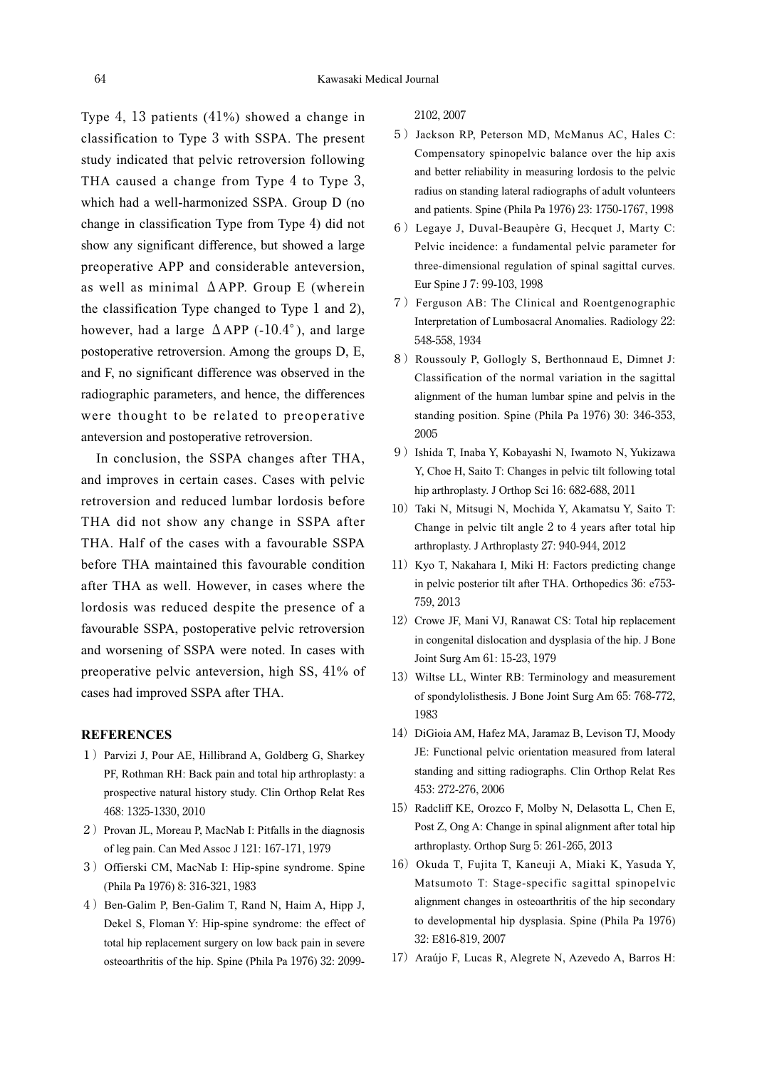Type 4, 13 patients (41%) showed a change in classification to Type 3 with SSPA. The present study indicated that pelvic retroversion following THA caused a change from Type 4 to Type 3, which had a well-harmonized SSPA. Group D (no change in classification Type from Type 4) did not show any significant difference, but showed a large preoperative APP and considerable anteversion, as well as minimal ΔAPP. Group E (wherein the classification Type changed to Type 1 and 2), however, had a large ΔAPP (-10.4°), and large postoperative retroversion. Among the groups D, E, and F, no significant difference was observed in the radiographic parameters, and hence, the differences were thought to be related to preoperative anteversion and postoperative retroversion.

In conclusion, the SSPA changes after THA, and improves in certain cases. Cases with pelvic retroversion and reduced lumbar lordosis before THA did not show any change in SSPA after THA. Half of the cases with a favourable SSPA before THA maintained this favourable condition after THA as well. However, in cases where the lordosis was reduced despite the presence of a favourable SSPA, postoperative pelvic retroversion and worsening of SSPA were noted. In cases with preoperative pelvic anteversion, high SS, 41% of cases had improved SSPA after THA.

## REFERENCES

1) Parvizi J, Pour AE, Hillibrand A, Goldberg G, Sharkey PF, Rothman RH: Back pain and total hip arthroplasty: a prospective natural history study. Clin Orthop Relat Res 468: 1325-1330, 2010

2) Provan JL, Moreau P, MacNab I: Pitfalls in the diagnosis of leg pain. Can Med Assoc J 121: 167-171, 1979

3) Offierski CM, MacNab I: Hip-spine syndrome. Spine (Phila Pa 1976) 8: 316-321, 1983

4) Ben-Galim P, Ben-Galim T, Rand N, Haim A, Hipp J, Dekel S, Floman Y: Hip-spine syndrome: the effect of total hip replacement surgery on low back pain in severe osteoarthritis of the hip. Spine (Phila Pa 1976) 32: 2099-2102, 2007

5) Jackson RP, Peterson MD, McManus AC, Hales C: Compensatory spinopelvic balance over the hip axis and better reliability in measuring lordosis to the pelvic radius on standing lateral radiographs of adult volunteers and patients. Spine (Phila Pa 1976) 23: 1750-1767, 1998

6) Legaye J, Duval-Beaupère G, Hecquet J, Marty C: Pelvic incidence: a fundamental pelvic parameter for three-dimensional regulation of spinal sagittal curves. Eur Spine J 7: 99-103, 1998

7) Ferguson AB: The Clinical and Roentgenographic Interpretation of Lumbosacral Anomalies. Radiology 22: 548-558, 1934

8) Roussouly P, Gollogly S, Berthonnaud E, Dimnet J: Classification of the normal variation in the sagittal alignment of the human lumbar spine and pelvis in the standing position. Spine (Phila Pa 1976) 30: 346-353, 2005

9) Ishida T, Inaba Y, Kobayashi N, Iwamoto N, Yukizawa Y, Choe H, Saito T: Changes in pelvic tilt following total hip arthroplasty. J Orthop Sci 16: 682-688, 2011

10) Taki N, Mitsugi N, Mochida Y, Akamatsu Y, Saito T: Change in pelvic tilt angle 2 to 4 years after total hip arthroplasty. J Arthroplasty 27: 940-944, 2012

11) Kyo T, Nakahara I, Miki H: Factors predicting change in pelvic posterior tilt after THA. Orthopedics 36: e753-759, 2013

12) Crowe JF, Mani VJ, Ranawat CS: Total hip replacement in congenital dislocation and dysplasia of the hip. J Bone Joint Surg Am 61: 15-23, 1979

13) Wiltse LL, Winter RB: Terminology and measurement of spondylolisthesis. J Bone Joint Surg Am 65: 768-772, 1983

14) DiGioia AM, Hafez MA, Jaramaz B, Levison TJ, Moody JE: Functional pelvic orientation measured from lateral standing and sitting radiographs. Clin Orthop Relat Res 453: 272-276, 2006

15) Radcliff KE, Orozco F, Molby N, Delasotta L, Chen E, Post Z, Ong A: Change in spinal alignment after total hip arthroplasty. Orthop Surg 5: 261-265, 2013

16) Okuda T, Fujita T, Kaneuji A, Miaki K, Yasuda Y, Matsumoto T: Stage-specific sagittal spinopelvic alignment changes in osteoarthritis of the hip secondary to developmental hip dysplasia. Spine (Phila Pa 1976) 32: E816-819, 2007

17) Araújo F, Lucas R, Alegrete N, Azevedo A, Barros H: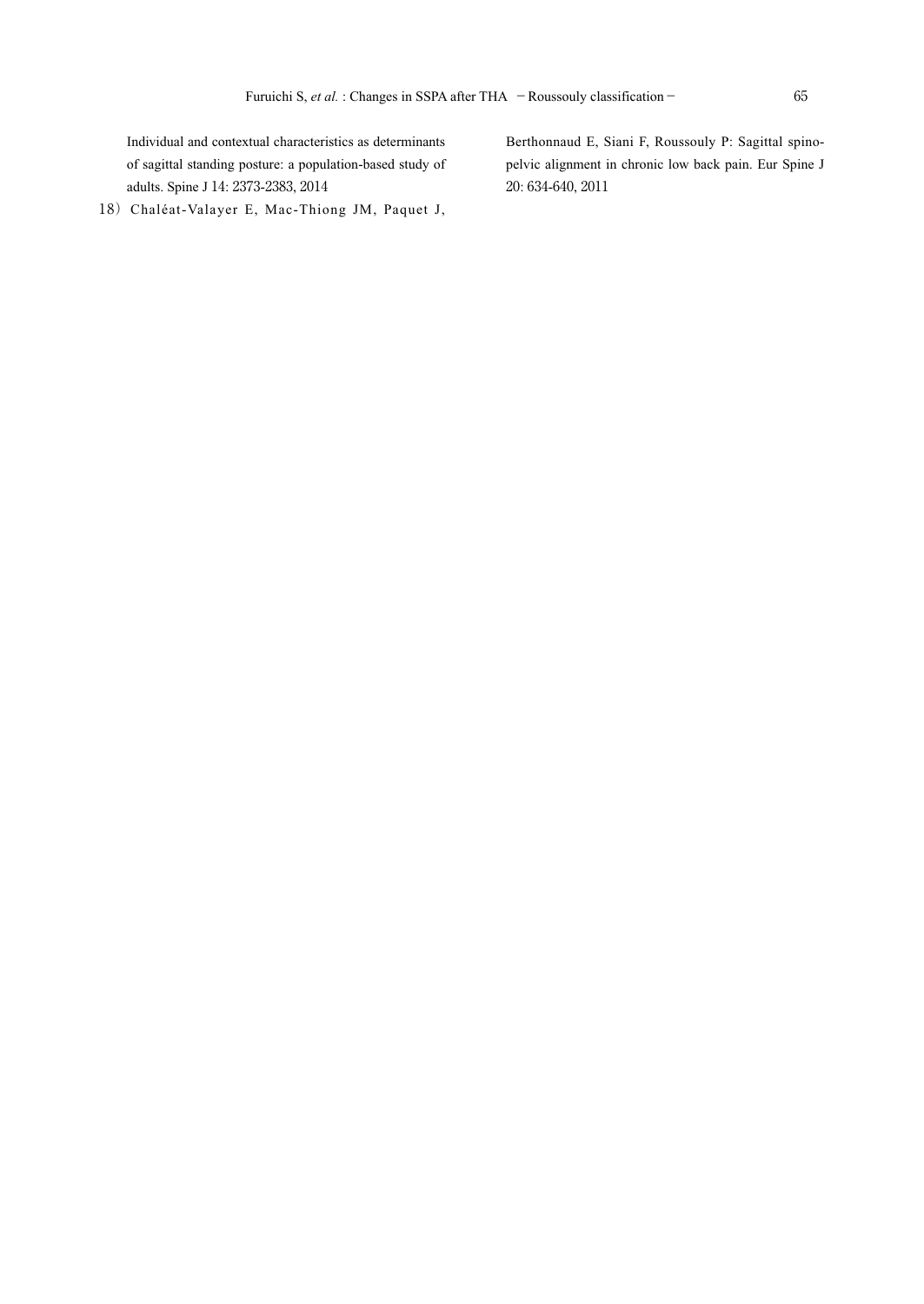Individual and contextual characteristics as determinants of sagittal standing posture: a population-based study of adults. Spine J 14: 2373-2383, 2014

18) Chaléat-Valayer E, Mac-Thiong JM, Paquet J, Berthonnaud E, Siani F, Roussouly P: Sagittal spino-pelvic alignment in chronic low back pain. Eur Spine J 20: 634-640, 2011